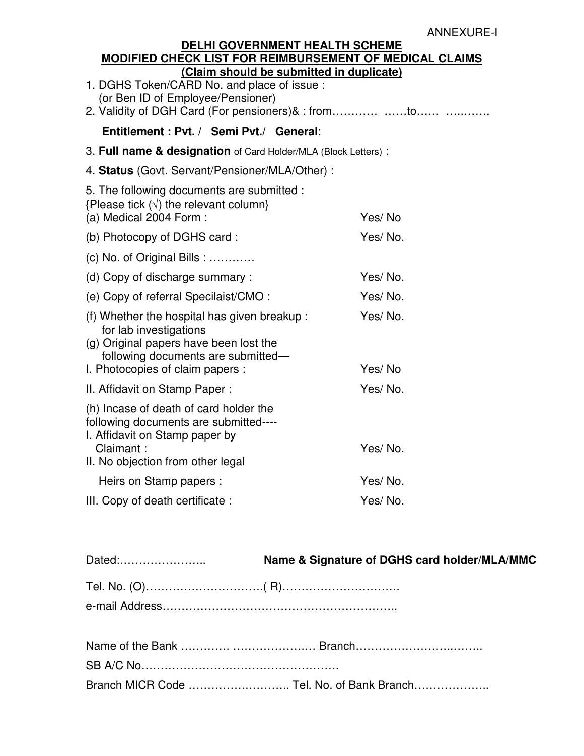ANNEXURE-I

## DELHI GOVERNMENT HEALTH SCHEME
## MODIFIED CHECK LIST FOR REIMBURSEMENT OF MEDICAL CLAIMS
### (Claim should be submitted in duplicate)

1. DGHS Token/CARD No. and place of issue :
   (or Ben ID of Employee/Pensioner)
2. Validity of DGH Card (For pensioners)& : from………… ……to…… …..…….

   **Entitlement : Pvt. / Semi Pvt./ General**:

3. **Full name & designation** of Card Holder/MLA (Block Letters) :
4. **Status** (Govt. Servant/Pensioner/MLA/Other) :
5. The following documents are submitted :
   {Please tick (√) the relevant column}

| | |
|---|---|
| (a) Medical 2004 Form : | Yes/ No |
| (b) Photocopy of DGHS card : | Yes/ No. |
| (c) No. of Original Bills : ………… | |
| (d) Copy of discharge summary : | Yes/ No. |
| (e) Copy of referral Specilaist/CMO : | Yes/ No. |
| (f) Whether the hospital has given breakup : for lab investigations | Yes/ No. |
| (g) Original papers have been lost the following documents are submitted— | |
| I. Photocopies of claim papers : | Yes/ No |
| II. Affidavit on Stamp Paper : | Yes/ No. |
| (h) Incase of death of card holder the following documents are submitted---- | |
| I. Affidavit on Stamp paper by Claimant : | Yes/ No. |
| II. No objection from other legal Heirs on Stamp papers : | Yes/ No. |
| III. Copy of death certificate : | Yes/ No. |

Dated:………………….. **Name & Signature of DGHS card holder/MLA/MMC**

Tel. No. (O)………………………….( R)………………………….

e-mail Address…………………………………………………..

Name of the Bank …………. …………………..… Branch……………………..……..

SB A/C No……………………………………………

Branch MICR Code …………..……….. Tel. No. of Bank Branch………………..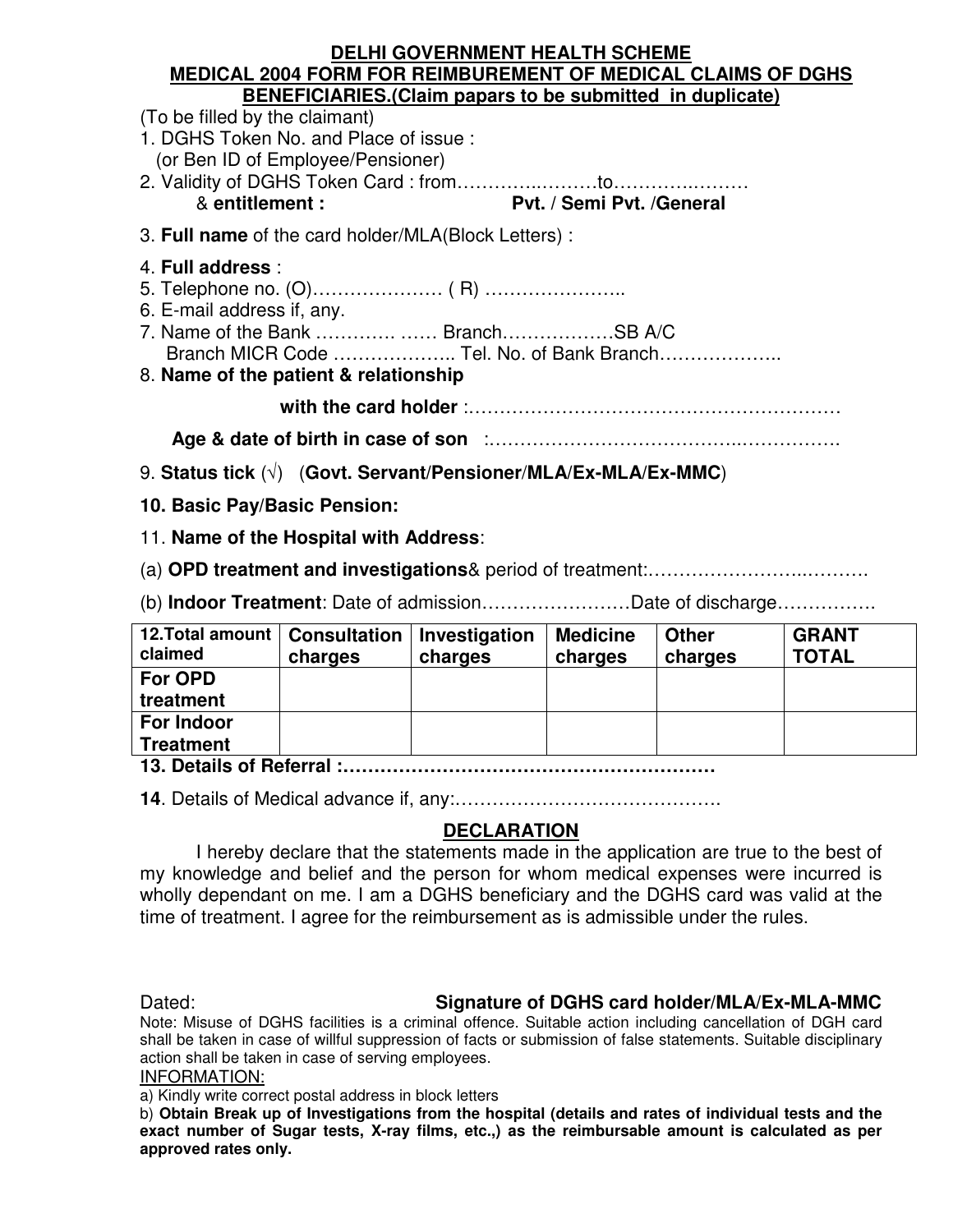**DELHI GOVERNMENT HEALTH SCHEME**
**MEDICAL 2004 FORM FOR REIMBURMENT OF MEDICAL CLAIMS OF DGHS BENEFICIARIES.(Claim papars to be submitted in duplicate)**

(To be filled by the claimant)

1. DGHS Token No. and Place of issue :
   (or Ben ID of Employee/Pensioner)
2. Validity of DGHS Token Card : from……………..………to………….………
   & **entitlement :** **Pvt. / Semi Pvt. /General**
3. **Full name** of the card holder/MLA(Block Letters) :
4. **Full address** :
5. Telephone no. (O)………………… ( R) …………………..
6. E-mail address if, any.
7. Name of the Bank …………. …… Branch………………SB A/C
   Branch MICR Code ……………….. Tel. No. of Bank Branch………………..
8. **Name of the patient & relationship**

   **with the card holder** :…………………………………………………

   **Age & date of birth in case of son** :…………………………………..…………….
9. **Status tick** (√) (**Govt. Servant/Pensioner/MLA/Ex-MLA/Ex-MMC**)
10. **Basic Pay/Basic Pension:**
11. **Name of the Hospital with Address**:

(a) **OPD treatment and investigations**& period of treatment:…………………..……….

(b) **Indoor Treatment**: Date of admission……………………Date of discharge…………….

| 12.Total amount claimed | Consultation charges | Investigation charges | Medicine charges | Other charges | GRANT TOTAL |
|---|---|---|---|---|---|
| For OPD treatment | | | | | |
| For Indoor Treatment | | | | | |

**13. Details of Referral :……………………………………………………**

**14**. Details of Medical advance if, any:…………………………………….

## DECLARATION

I hereby declare that the statements made in the application are true to the best of my knowledge and belief and the person for whom medical expenses were incurred is wholly dependant on me. I am a DGHS beneficiary and the DGHS card was valid at the time of treatment. I agree for the reimbursement as is admissible under the rules.

Dated: **Signature of DGHS card holder/MLA/Ex-MLA-MMC**

Note: Misuse of DGHS facilities is a criminal offence. Suitable action including cancellation of DGH card shall be taken in case of willful suppression of facts or submission of false statements. Suitable disciplinary action shall be taken in case of serving employees.

INFORMATION:

a) Kindly write correct postal address in block letters

b) **Obtain Break up of Investigations from the hospital (details and rates of individual tests and the exact number of Sugar tests, X-ray films, etc.,) as the reimbursable amount is calculated as per approved rates only.**